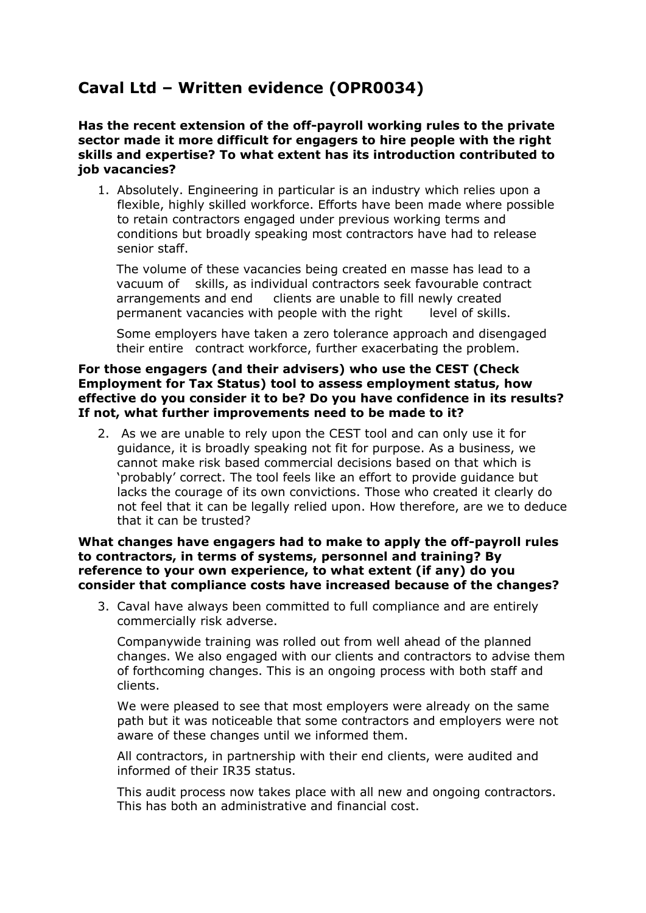# Caval Ltd – Written evidence (OPR0034)

**Has the recent extension of the off-payroll working rules to the private sector made it more difficult for engagers to hire people with the right skills and expertise? To what extent has its introduction contributed to job vacancies?**

1. Absolutely. Engineering in particular is an industry which relies upon a flexible, highly skilled workforce. Efforts have been made where possible to retain contractors engaged under previous working terms and conditions but broadly speaking most contractors have had to release senior staff.

   The volume of these vacancies being created en masse has lead to a vacuum of skills, as individual contractors seek favourable contract arrangements and end clients are unable to fill newly created permanent vacancies with people with the right level of skills.

   Some employers have taken a zero tolerance approach and disengaged their entire contract workforce, further exacerbating the problem.

**For those engagers (and their advisers) who use the CEST (Check Employment for Tax Status) tool to assess employment status, how effective do you consider it to be? Do you have confidence in its results? If not, what further improvements need to be made to it?**

2. As we are unable to rely upon the CEST tool and can only use it for guidance, it is broadly speaking not fit for purpose. As a business, we cannot make risk based commercial decisions based on that which is 'probably' correct. The tool feels like an effort to provide guidance but lacks the courage of its own convictions. Those who created it clearly do not feel that it can be legally relied upon. How therefore, are we to deduce that it can be trusted?

**What changes have engagers had to make to apply the off-payroll rules to contractors, in terms of systems, personnel and training? By reference to your own experience, to what extent (if any) do you consider that compliance costs have increased because of the changes?**

3. Caval have always been committed to full compliance and are entirely commercially risk adverse.

   Companywide training was rolled out from well ahead of the planned changes. We also engaged with our clients and contractors to advise them of forthcoming changes. This is an ongoing process with both staff and clients.

   We were pleased to see that most employers were already on the same path but it was noticeable that some contractors and employers were not aware of these changes until we informed them.

   All contractors, in partnership with their end clients, were audited and informed of their IR35 status.

   This audit process now takes place with all new and ongoing contractors. This has both an administrative and financial cost.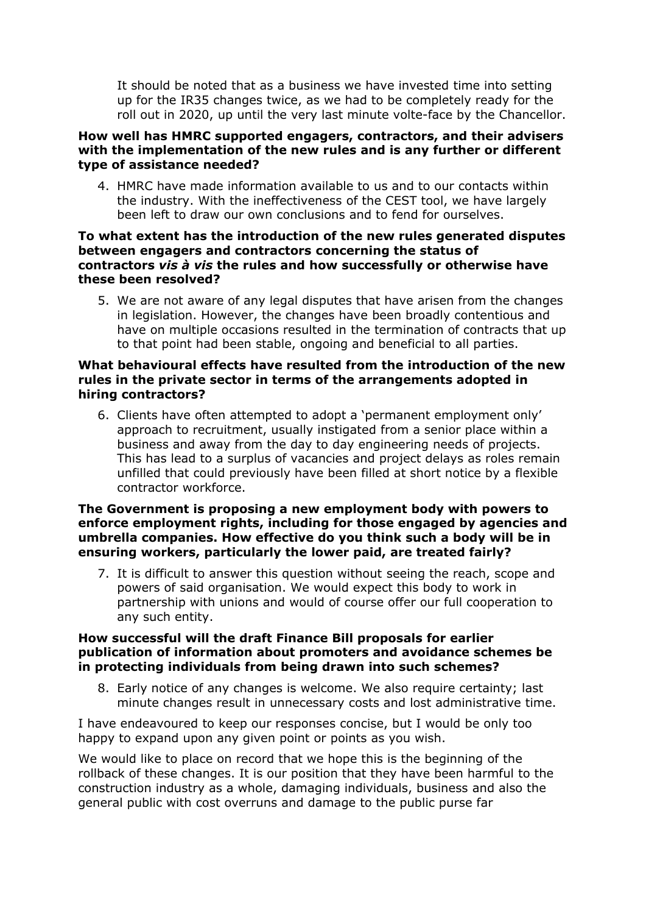It should be noted that as a business we have invested time into setting up for the IR35 changes twice, as we had to be completely ready for the roll out in 2020, up until the very last minute volte-face by the Chancellor.

**How well has HMRC supported engagers, contractors, and their advisers with the implementation of the new rules and is any further or different type of assistance needed?**

4. HMRC have made information available to us and to our contacts within the industry. With the ineffectiveness of the CEST tool, we have largely been left to draw our own conclusions and to fend for ourselves.

**To what extent has the introduction of the new rules generated disputes between engagers and contractors concerning the status of contractors *vis à vis* the rules and how successfully or otherwise have these been resolved?**

5. We are not aware of any legal disputes that have arisen from the changes in legislation. However, the changes have been broadly contentious and have on multiple occasions resulted in the termination of contracts that up to that point had been stable, ongoing and beneficial to all parties.

**What behavioural effects have resulted from the introduction of the new rules in the private sector in terms of the arrangements adopted in hiring contractors?**

6. Clients have often attempted to adopt a 'permanent employment only' approach to recruitment, usually instigated from a senior place within a business and away from the day to day engineering needs of projects. This has lead to a surplus of vacancies and project delays as roles remain unfilled that could previously have been filled at short notice by a flexible contractor workforce.

**The Government is proposing a new employment body with powers to enforce employment rights, including for those engaged by agencies and umbrella companies. How effective do you think such a body will be in ensuring workers, particularly the lower paid, are treated fairly?**

7. It is difficult to answer this question without seeing the reach, scope and powers of said organisation. We would expect this body to work in partnership with unions and would of course offer our full cooperation to any such entity.

**How successful will the draft Finance Bill proposals for earlier publication of information about promoters and avoidance schemes be in protecting individuals from being drawn into such schemes?**

8. Early notice of any changes is welcome. We also require certainty; last minute changes result in unnecessary costs and lost administrative time.

I have endeavoured to keep our responses concise, but I would be only too happy to expand upon any given point or points as you wish.

We would like to place on record that we hope this is the beginning of the rollback of these changes. It is our position that they have been harmful to the construction industry as a whole, damaging individuals, business and also the general public with cost overruns and damage to the public purse far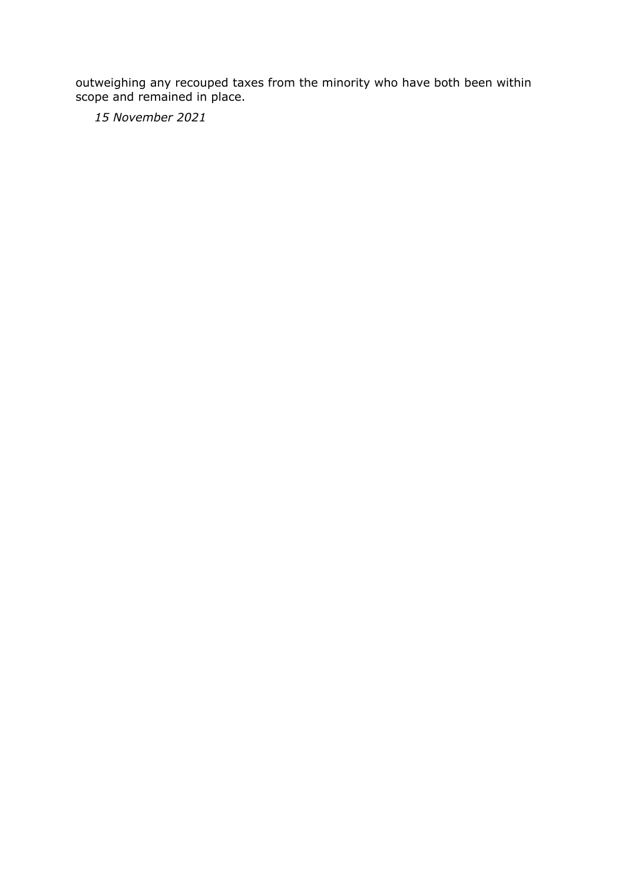outweighing any recouped taxes from the minority who have both been within scope and remained in place.

*15 November 2021*